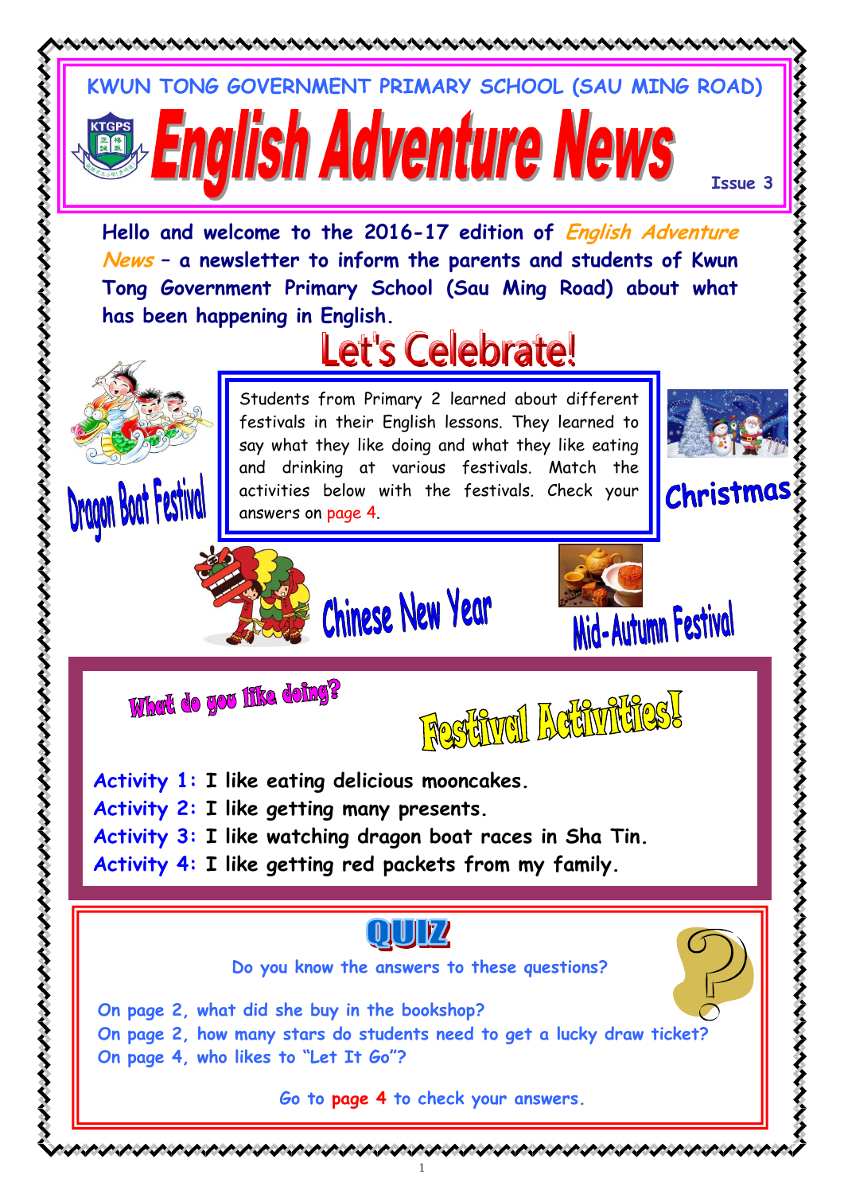KWUN TONG GOVERNMENT PRIMARY SCHOOL (SAU MING ROAD)

# English Adventure News

Issue 3

**Hello and welcome to the 2016-17 edition of *English Adventure News* – a newsletter to inform the parents and students of Kwun Tong Government Primary School (Sau Ming Road) about what has been happening in English.**

## Let's Celebrate!

Students from Primary 2 learned about different festivals in their English lessons. They learned to say what they like doing and what they like eating and drinking at various festivals. Match the activities below with the festivals. Check your answers on page 4.

Dragon Boat Festival

Christmas

Chinese New Year

Mid-Autumn Festival

### What do you like doing?

### Festival Activities!

**Activity 1: I like eating delicious mooncakes.**
**Activity 2: I like getting many presents.**
**Activity 3: I like watching dragon boat races in Sha Tin.**
**Activity 4: I like getting red packets from my family.**

## QUIZ

Do you know the answers to these questions?

On page 2, what did she buy in the bookshop?
On page 2, how many stars do students need to get a lucky draw ticket?
On page 4, who likes to "Let It Go"?

Go to **page 4** to check your answers.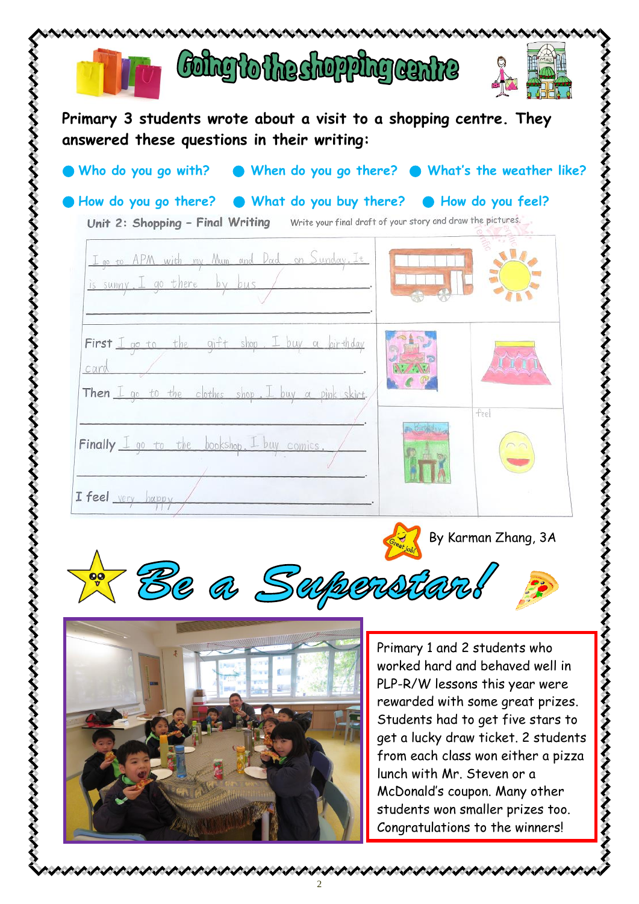# Going to the shopping centre

**Primary 3 students wrote about a visit to a shopping centre. They answered these questions in their writing:**

- Who do you go with?
- When do you go there?
- What's the weather like?
- How do you go there?
- What do you buy there?
- How do you feel?

**Unit 2: Shopping – Final Writing** Write your final draft of your story and draw the pictures.

I go to APM with my Mum and Dad on Sunday. It is sunny. I go there by bus.

First I go to the gift shop. I buy a birthday card.

Then I go to the clothes shop. I buy a pink skirt.

Finally I go to the bookshop. I buy comics.

I feel very happy.

By Karman Zhang, 3A

## Be a Superstar!

Primary 1 and 2 students who worked hard and behaved well in PLP-R/W lessons this year were rewarded with some great prizes. Students had to get five stars to get a lucky draw ticket. 2 students from each class won either a pizza lunch with Mr. Steven or a McDonald's coupon. Many other students won smaller prizes too. Congratulations to the winners!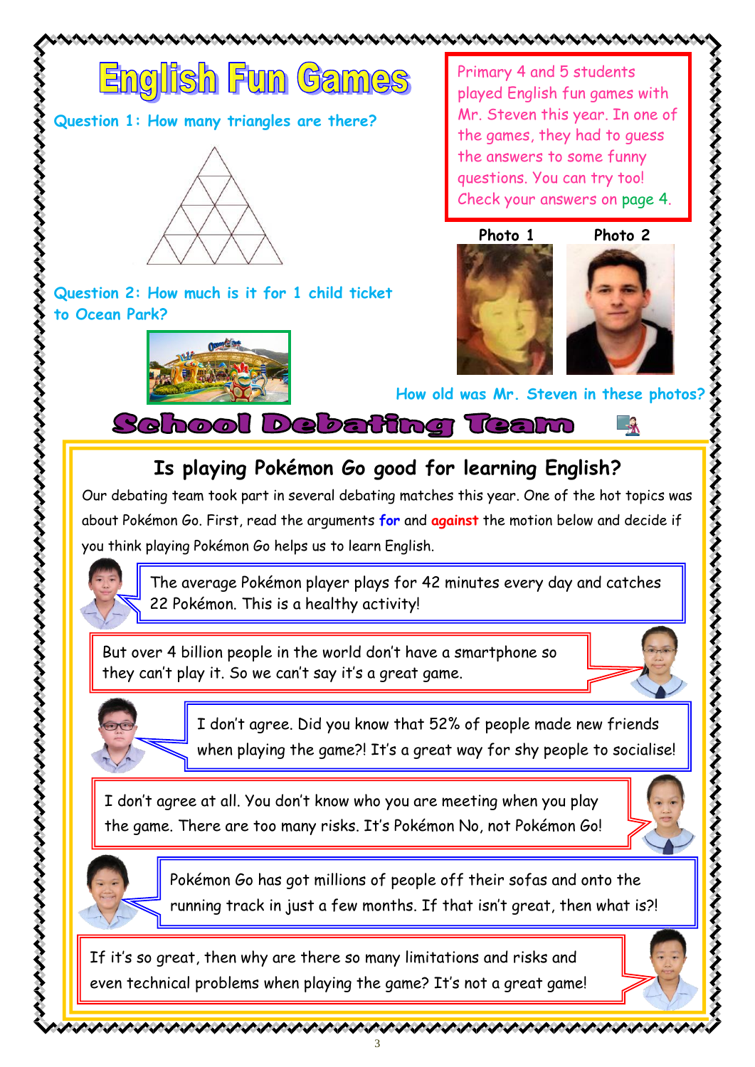# English Fun Games

Primary 4 and 5 students played English fun games with Mr. Steven this year. In one of the games, they had to guess the answers to some funny questions. You can try too! Check your answers on page 4.

**Question 1: How many triangles are there?**

**Question 2: How much is it for 1 child ticket to Ocean Park?**

Photo 1

Photo 2

**How old was Mr. Steven in these photos?**

# School Debating Team

## Is playing Pokémon Go good for learning English?

Our debating team took part in several debating matches this year. One of the hot topics was about Pokémon Go. First, read the arguments **for** and **against** the motion below and decide if you think playing Pokémon Go helps us to learn English.

The average Pokémon player plays for 42 minutes every day and catches 22 Pokémon. This is a healthy activity!

But over 4 billion people in the world don't have a smartphone so they can't play it. So we can't say it's a great game.

I don't agree. Did you know that 52% of people made new friends when playing the game?! It's a great way for shy people to socialise!

I don't agree at all. You don't know who you are meeting when you play the game. There are too many risks. It's Pokémon No, not Pokémon Go!

Pokémon Go has got millions of people off their sofas and onto the running track in just a few months. If that isn't great, then what is?!

If it's so great, then why are there so many limitations and risks and even technical problems when playing the game? It's not a great game!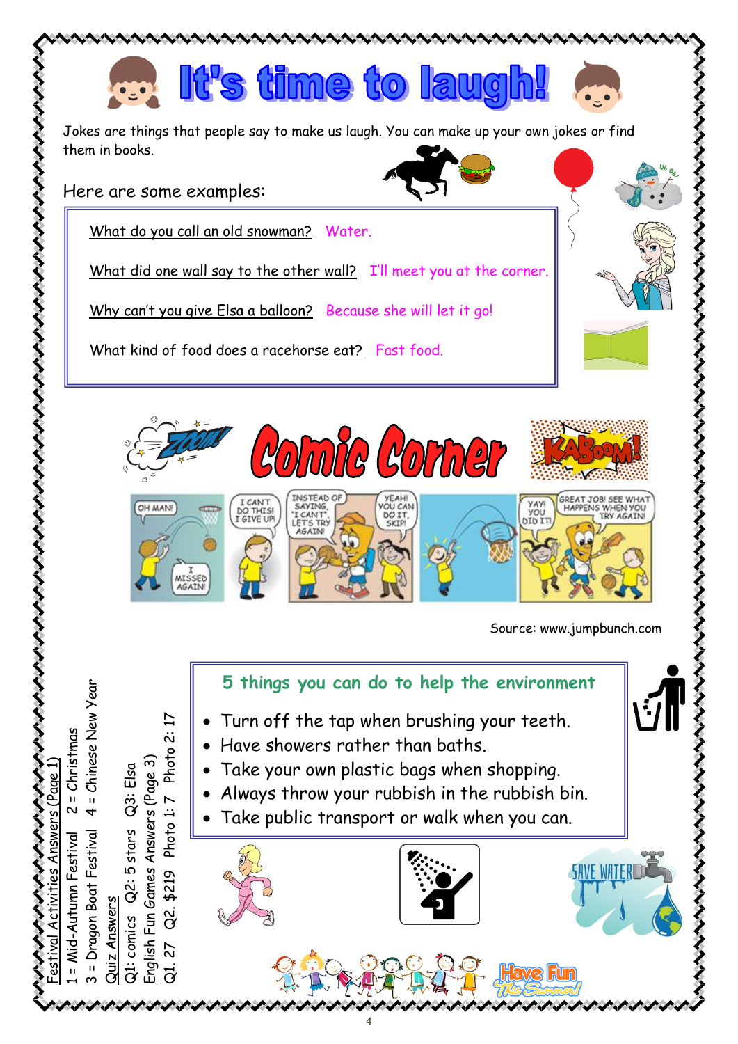# It's time to laugh!

Jokes are things that people say to make us laugh. You can make up your own jokes or find them in books.

Here are some examples:

What do you call an old snowman? Water.

What did one wall say to the other wall? I'll meet you at the corner.

Why can't you give Elsa a balloon? Because she will let it go!

What kind of food does a racehorse eat? Fast food.

## Comic Corner

Source: www.jumpbunch.com

### 5 things you can do to help the environment

- Turn off the tap when brushing your teeth.
- Have showers rather than baths.
- Take your own plastic bags when shopping.
- Always throw your rubbish in the rubbish bin.
- Take public transport or walk when you can.

Festival Activities Answers (Page 1)
1 = Mid-Autumn Festival 2 = Christmas
3 = Dragon Boat Festival 4 = Chinese New Year

Quiz Answers
Q1: comics Q2: 5 stars Q3: Elsa

English Fun Games Answers (Page 3)
Q1. 27 Q2. $219 Photo 1: 7 Photo 2: 17